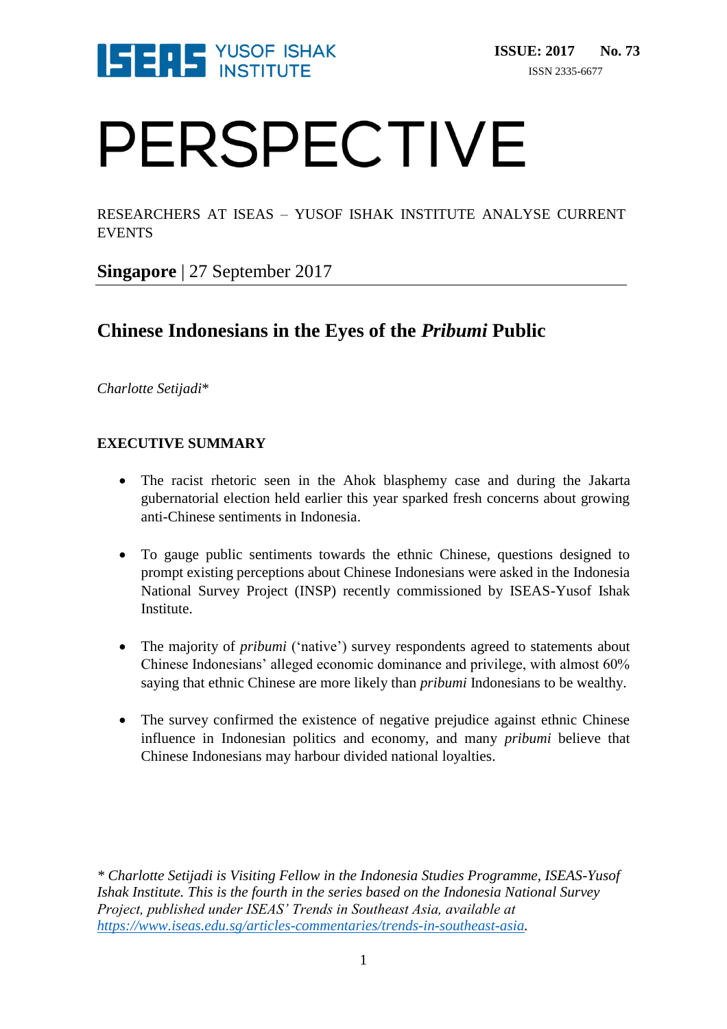ISEAS YUSOF ISHAK INSTITUTE

**ISSUE: 2017 No. 73**

ISSN 2335-6677

# PERSPECTIVE

RESEARCHERS AT ISEAS – YUSOF ISHAK INSTITUTE ANALYSE CURRENT EVENTS

**Singapore** | 27 September 2017

## Chinese Indonesians in the Eyes of the *Pribumi* Public

*Charlotte Setijadi**

### EXECUTIVE SUMMARY

- The racist rhetoric seen in the Ahok blasphemy case and during the Jakarta gubernatorial election held earlier this year sparked fresh concerns about growing anti-Chinese sentiments in Indonesia.

- To gauge public sentiments towards the ethnic Chinese, questions designed to prompt existing perceptions about Chinese Indonesians were asked in the Indonesia National Survey Project (INSP) recently commissioned by ISEAS-Yusof Ishak Institute.

- The majority of *pribumi* ('native') survey respondents agreed to statements about Chinese Indonesians' alleged economic dominance and privilege, with almost 60% saying that ethnic Chinese are more likely than *pribumi* Indonesians to be wealthy.

- The survey confirmed the existence of negative prejudice against ethnic Chinese influence in Indonesian politics and economy, and many *pribumi* believe that Chinese Indonesians may harbour divided national loyalties.

*\* Charlotte Setijadi is Visiting Fellow in the Indonesia Studies Programme, ISEAS-Yusof Ishak Institute. This is the fourth in the series based on the Indonesia National Survey Project, published under ISEAS' Trends in Southeast Asia, available at [https://www.iseas.edu.sg/articles-commentaries/trends-in-southeast-asia](https://www.iseas.edu.sg/articles-commentaries/trends-in-southeast-asia).*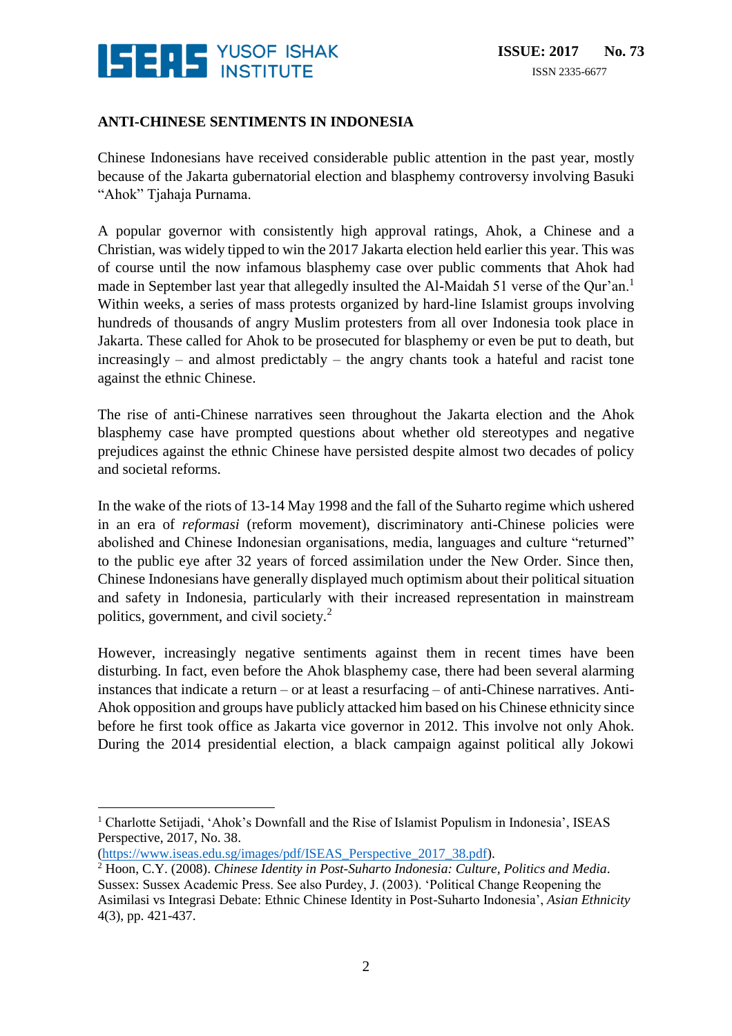## ANTI-CHINESE SENTIMENTS IN INDONESIA

Chinese Indonesians have received considerable public attention in the past year, mostly because of the Jakarta gubernatorial election and blasphemy controversy involving Basuki "Ahok" Tjahaja Purnama.

A popular governor with consistently high approval ratings, Ahok, a Chinese and a Christian, was widely tipped to win the 2017 Jakarta election held earlier this year. This was of course until the now infamous blasphemy case over public comments that Ahok had made in September last year that allegedly insulted the Al-Maidah 51 verse of the Qur'an.[1] Within weeks, a series of mass protests organized by hard-line Islamist groups involving hundreds of thousands of angry Muslim protesters from all over Indonesia took place in Jakarta. These called for Ahok to be prosecuted for blasphemy or even be put to death, but increasingly – and almost predictably – the angry chants took a hateful and racist tone against the ethnic Chinese.

The rise of anti-Chinese narratives seen throughout the Jakarta election and the Ahok blasphemy case have prompted questions about whether old stereotypes and negative prejudices against the ethnic Chinese have persisted despite almost two decades of policy and societal reforms.

In the wake of the riots of 13-14 May 1998 and the fall of the Suharto regime which ushered in an era of *reformasi* (reform movement), discriminatory anti-Chinese policies were abolished and Chinese Indonesian organisations, media, languages and culture "returned" to the public eye after 32 years of forced assimilation under the New Order. Since then, Chinese Indonesians have generally displayed much optimism about their political situation and safety in Indonesia, particularly with their increased representation in mainstream politics, government, and civil society.[2]

However, increasingly negative sentiments against them in recent times have been disturbing. In fact, even before the Ahok blasphemy case, there had been several alarming instances that indicate a return – or at least a resurfacing – of anti-Chinese narratives. Anti-Ahok opposition and groups have publicly attacked him based on his Chinese ethnicity since before he first took office as Jakarta vice governor in 2012. This involve not only Ahok. During the 2014 presidential election, a black campaign against political ally Jokowi

---

[1] Charlotte Setijadi, 'Ahok's Downfall and the Rise of Islamist Populism in Indonesia', ISEAS Perspective, 2017, No. 38. (https://www.iseas.edu.sg/images/pdf/ISEAS_Perspective_2017_38.pdf).

[2] Hoon, C.Y. (2008). *Chinese Identity in Post-Suharto Indonesia: Culture, Politics and Media*. Sussex: Sussex Academic Press. See also Purdey, J. (2003). 'Political Change Reopening the Asimilasi vs Integrasi Debate: Ethnic Chinese Identity in Post-Suharto Indonesia', *Asian Ethnicity* 4(3), pp. 421-437.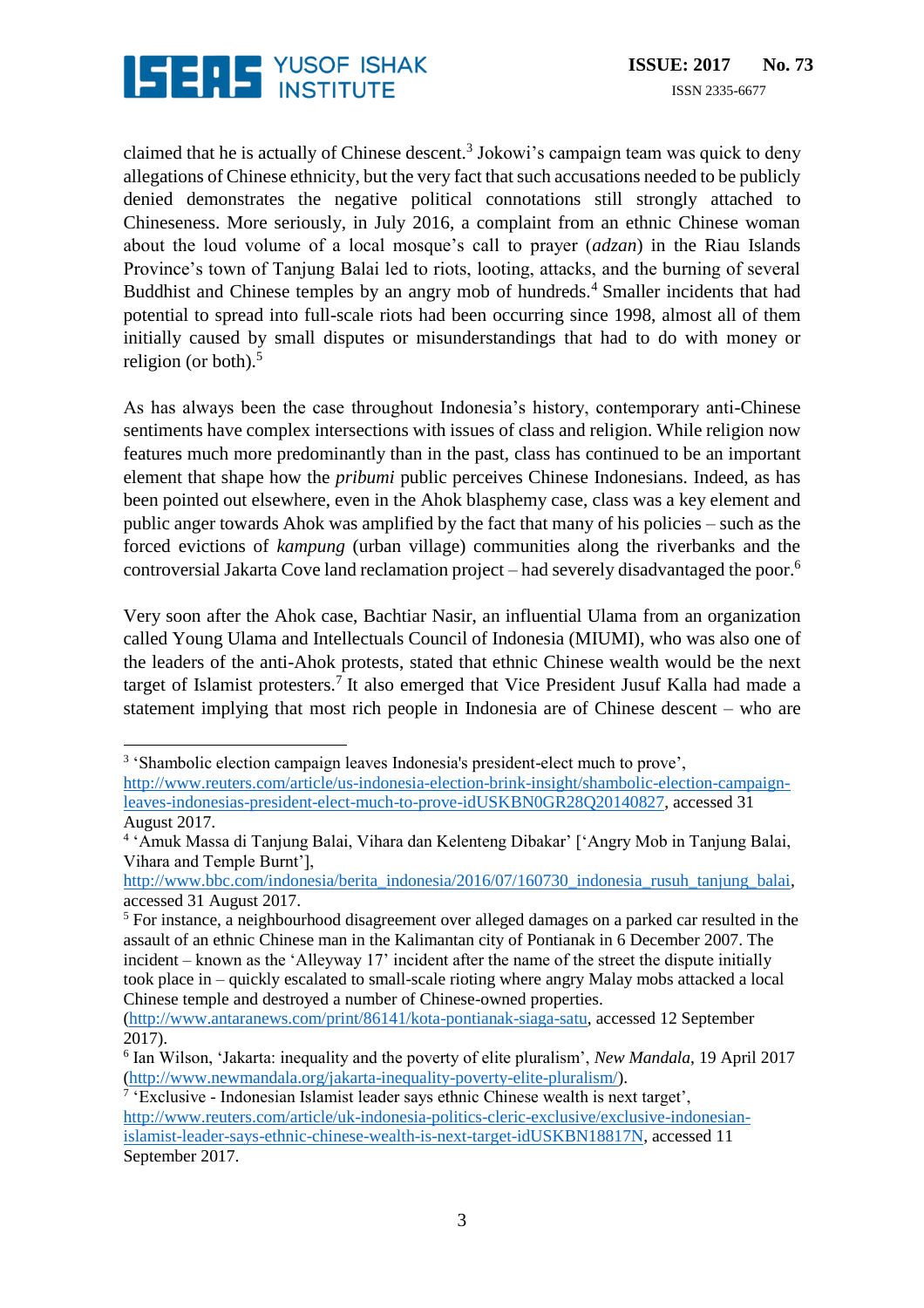claimed that he is actually of Chinese descent.[3] Jokowi's campaign team was quick to deny allegations of Chinese ethnicity, but the very fact that such accusations needed to be publicly denied demonstrates the negative political connotations still strongly attached to Chineseness. More seriously, in July 2016, a complaint from an ethnic Chinese woman about the loud volume of a local mosque's call to prayer (*adzan*) in the Riau Islands Province's town of Tanjung Balai led to riots, looting, attacks, and the burning of several Buddhist and Chinese temples by an angry mob of hundreds.[4] Smaller incidents that had potential to spread into full-scale riots had been occurring since 1998, almost all of them initially caused by small disputes or misunderstandings that had to do with money or religion (or both).[5]

As has always been the case throughout Indonesia's history, contemporary anti-Chinese sentiments have complex intersections with issues of class and religion. While religion now features much more predominantly than in the past, class has continued to be an important element that shape how the *pribumi* public perceives Chinese Indonesians. Indeed, as has been pointed out elsewhere, even in the Ahok blasphemy case, class was a key element and public anger towards Ahok was amplified by the fact that many of his policies – such as the forced evictions of *kampung* (urban village) communities along the riverbanks and the controversial Jakarta Cove land reclamation project – had severely disadvantaged the poor.[6]

Very soon after the Ahok case, Bachtiar Nasir, an influential Ulama from an organization called Young Ulama and Intellectuals Council of Indonesia (MIUMI), who was also one of the leaders of the anti-Ahok protests, stated that ethnic Chinese wealth would be the next target of Islamist protesters.[7] It also emerged that Vice President Jusuf Kalla had made a statement implying that most rich people in Indonesia are of Chinese descent – who are

---

[3] 'Shambolic election campaign leaves Indonesia's president-elect much to prove', http://www.reuters.com/article/us-indonesia-election-brink-insight/shambolic-election-campaign-leaves-indonesias-president-elect-much-to-prove-idUSKBN0GR28Q20140827, accessed 31 August 2017.

[4] 'Amuk Massa di Tanjung Balai, Vihara dan Kelenteng Dibakar' ['Angry Mob in Tanjung Balai, Vihara and Temple Burnt'], http://www.bbc.com/indonesia/berita_indonesia/2016/07/160730_indonesia_rusuh_tanjung_balai, accessed 31 August 2017.

[5] For instance, a neighbourhood disagreement over alleged damages on a parked car resulted in the assault of an ethnic Chinese man in the Kalimantan city of Pontianak in 6 December 2007. The incident – known as the 'Alleyway 17' incident after the name of the street the dispute initially took place in – quickly escalated to small-scale rioting where angry Malay mobs attacked a local Chinese temple and destroyed a number of Chinese-owned properties. (http://www.antaranews.com/print/86141/kota-pontianak-siaga-satu, accessed 12 September 2017).

[6] Ian Wilson, 'Jakarta: inequality and the poverty of elite pluralism', *New Mandala*, 19 April 2017 (http://www.newmandala.org/jakarta-inequality-poverty-elite-pluralism/).

[7] 'Exclusive - Indonesian Islamist leader says ethnic Chinese wealth is next target', http://www.reuters.com/article/uk-indonesia-politics-cleric-exclusive/exclusive-indonesian-islamist-leader-says-ethnic-chinese-wealth-is-next-target-idUSKBN18817N, accessed 11 September 2017.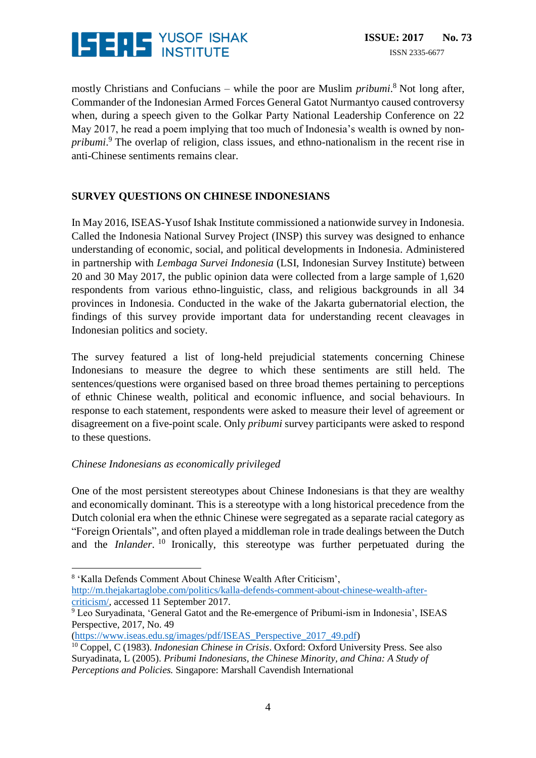mostly Christians and Confucians – while the poor are Muslim *pribumi*.[8] Not long after, Commander of the Indonesian Armed Forces General Gatot Nurmantyo caused controversy when, during a speech given to the Golkar Party National Leadership Conference on 22 May 2017, he read a poem implying that too much of Indonesia's wealth is owned by non-*pribumi*.[9] The overlap of religion, class issues, and ethno-nationalism in the recent rise in anti-Chinese sentiments remains clear.

## SURVEY QUESTIONS ON CHINESE INDONESIANS

In May 2016, ISEAS-Yusof Ishak Institute commissioned a nationwide survey in Indonesia. Called the Indonesia National Survey Project (INSP) this survey was designed to enhance understanding of economic, social, and political developments in Indonesia. Administered in partnership with *Lembaga Survei Indonesia* (LSI, Indonesian Survey Institute) between 20 and 30 May 2017, the public opinion data were collected from a large sample of 1,620 respondents from various ethno-linguistic, class, and religious backgrounds in all 34 provinces in Indonesia. Conducted in the wake of the Jakarta gubernatorial election, the findings of this survey provide important data for understanding recent cleavages in Indonesian politics and society.

The survey featured a list of long-held prejudicial statements concerning Chinese Indonesians to measure the degree to which these sentiments are still held. The sentences/questions were organised based on three broad themes pertaining to perceptions of ethnic Chinese wealth, political and economic influence, and social behaviours. In response to each statement, respondents were asked to measure their level of agreement or disagreement on a five-point scale. Only *pribumi* survey participants were asked to respond to these questions.

### *Chinese Indonesians as economically privileged*

One of the most persistent stereotypes about Chinese Indonesians is that they are wealthy and economically dominant. This is a stereotype with a long historical precedence from the Dutch colonial era when the ethnic Chinese were segregated as a separate racial category as "Foreign Orientals", and often played a middleman role in trade dealings between the Dutch and the *Inlander*.[10] Ironically, this stereotype was further perpetuated during the

---

[8] 'Kalla Defends Comment About Chinese Wealth After Criticism', http://m.thejakartaglobe.com/politics/kalla-defends-comment-about-chinese-wealth-after-criticism/, accessed 11 September 2017.

[9] Leo Suryadinata, 'General Gatot and the Re-emergence of Pribumi-ism in Indonesia', ISEAS Perspective, 2017, No. 49 (https://www.iseas.edu.sg/images/pdf/ISEAS_Perspective_2017_49.pdf)

[10] Coppel, C (1983). *Indonesian Chinese in Crisis*. Oxford: Oxford University Press. See also Suryadinata, L (2005). *Pribumi Indonesians, the Chinese Minority, and China: A Study of Perceptions and Policies.* Singapore: Marshall Cavendish International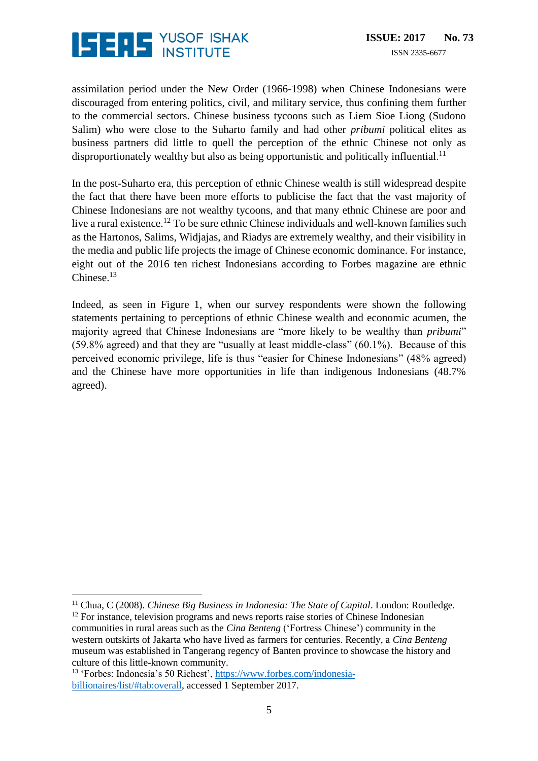assimilation period under the New Order (1966-1998) when Chinese Indonesians were discouraged from entering politics, civil, and military service, thus confining them further to the commercial sectors. Chinese business tycoons such as Liem Sioe Liong (Sudono Salim) who were close to the Suharto family and had other *pribumi* political elites as business partners did little to quell the perception of the ethnic Chinese not only as disproportionately wealthy but also as being opportunistic and politically influential.[11]

In the post-Suharto era, this perception of ethnic Chinese wealth is still widespread despite the fact that there have been more efforts to publicise the fact that the vast majority of Chinese Indonesians are not wealthy tycoons, and that many ethnic Chinese are poor and live a rural existence.[12] To be sure ethnic Chinese individuals and well-known families such as the Hartonos, Salims, Widjajas, and Riadys are extremely wealthy, and their visibility in the media and public life projects the image of Chinese economic dominance. For instance, eight out of the 2016 ten richest Indonesians according to Forbes magazine are ethnic Chinese.[13]

Indeed, as seen in Figure 1, when our survey respondents were shown the following statements pertaining to perceptions of ethnic Chinese wealth and economic acumen, the majority agreed that Chinese Indonesians are "more likely to be wealthy than *pribumi*" (59.8% agreed) and that they are "usually at least middle-class" (60.1%). Because of this perceived economic privilege, life is thus "easier for Chinese Indonesians" (48% agreed) and the Chinese have more opportunities in life than indigenous Indonesians (48.7% agreed).

---

[11] Chua, C (2008). *Chinese Big Business in Indonesia: The State of Capital*. London: Routledge.

[12] For instance, television programs and news reports raise stories of Chinese Indonesian communities in rural areas such as the *Cina Benteng* ('Fortress Chinese') community in the western outskirts of Jakarta who have lived as farmers for centuries. Recently, a *Cina Benteng* museum was established in Tangerang regency of Banten province to showcase the history and culture of this little-known community.

[13] 'Forbes: Indonesia's 50 Richest', https://www.forbes.com/indonesia-billionaires/list/#tab:overall, accessed 1 September 2017.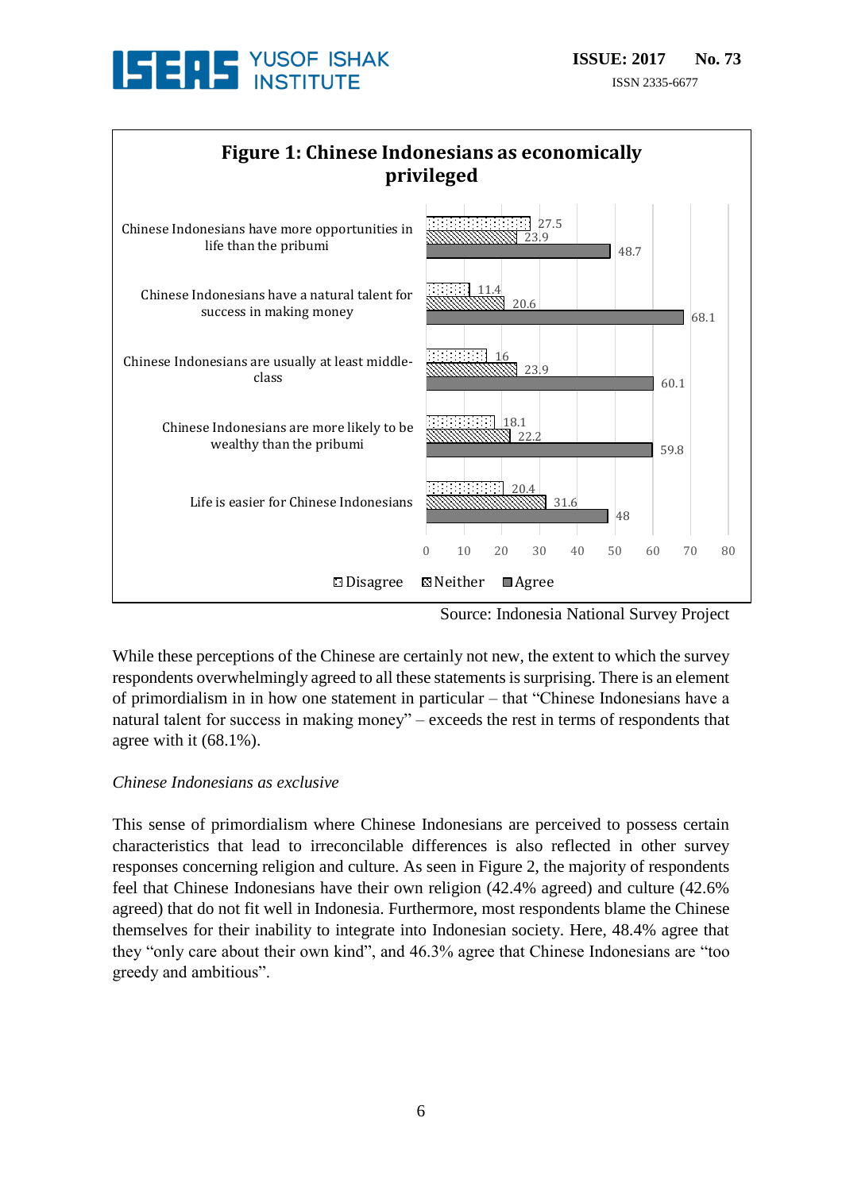**Figure 1: Chinese Indonesians as economically privileged**

| Statement | Disagree | Neither | Agree |
|---|---|---|---|
| Chinese Indonesians have more opportunities in life than the pribumi | 27.5 | 23.9 | 48.7 |
| Chinese Indonesians have a natural talent for success in making money | 11.4 | 20.6 | 68.1 |
| Chinese Indonesians are usually at least middle-class | 16 | 23.9 | 60.1 |
| Chinese Indonesians are more likely to be wealthy than the pribumi | 18.1 | 22.2 | 59.8 |
| Life is easier for Chinese Indonesians | 20.4 | 31.6 | 48 |

Source: Indonesia National Survey Project

While these perceptions of the Chinese are certainly not new, the extent to which the survey respondents overwhelmingly agreed to all these statements is surprising. There is an element of primordialism in in how one statement in particular – that "Chinese Indonesians have a natural talent for success in making money" – exceeds the rest in terms of respondents that agree with it (68.1%).

*Chinese Indonesians as exclusive*

This sense of primordialism where Chinese Indonesians are perceived to possess certain characteristics that lead to irreconcilable differences is also reflected in other survey responses concerning religion and culture. As seen in Figure 2, the majority of respondents feel that Chinese Indonesians have their own religion (42.4% agreed) and culture (42.6% agreed) that do not fit well in Indonesia. Furthermore, most respondents blame the Chinese themselves for their inability to integrate into Indonesian society. Here, 48.4% agree that they "only care about their own kind", and 46.3% agree that Chinese Indonesians are "too greedy and ambitious".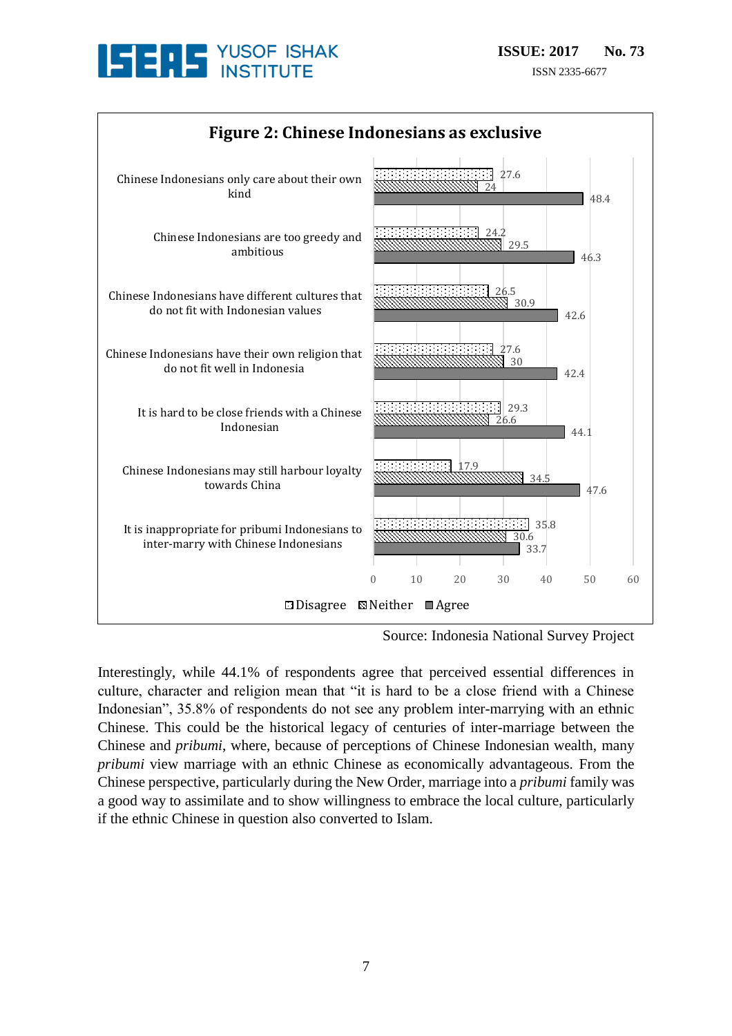**Figure 2: Chinese Indonesians as exclusive**

| Statement | Disagree | Neither | Agree |
|---|---|---|---|
| Chinese Indonesians only care about their own kind | 27.6 | 24 | 48.4 |
| Chinese Indonesians are too greedy and ambitious | 24.2 | 29.5 | 46.3 |
| Chinese Indonesians have different cultures that do not fit with Indonesian values | 26.5 | 30.9 | 42.6 |
| Chinese Indonesians have their own religion that do not fit well in Indonesia | 27.6 | 30 | 42.4 |
| It is hard to be close friends with a Chinese Indonesian | 29.3 | 26.6 | 44.1 |
| Chinese Indonesians may still harbour loyalty towards China | 17.9 | 34.5 | 47.6 |
| It is inappropriate for pribumi Indonesians to inter-marry with Chinese Indonesians | 35.8 | 30.6 | 33.7 |

Source: Indonesia National Survey Project

Interestingly, while 44.1% of respondents agree that perceived essential differences in culture, character and religion mean that "it is hard to be a close friend with a Chinese Indonesian", 35.8% of respondents do not see any problem inter-marrying with an ethnic Chinese. This could be the historical legacy of centuries of inter-marriage between the Chinese and *pribumi*, where, because of perceptions of Chinese Indonesian wealth, many *pribumi* view marriage with an ethnic Chinese as economically advantageous. From the Chinese perspective, particularly during the New Order, marriage into a *pribumi* family was a good way to assimilate and to show willingness to embrace the local culture, particularly if the ethnic Chinese in question also converted to Islam.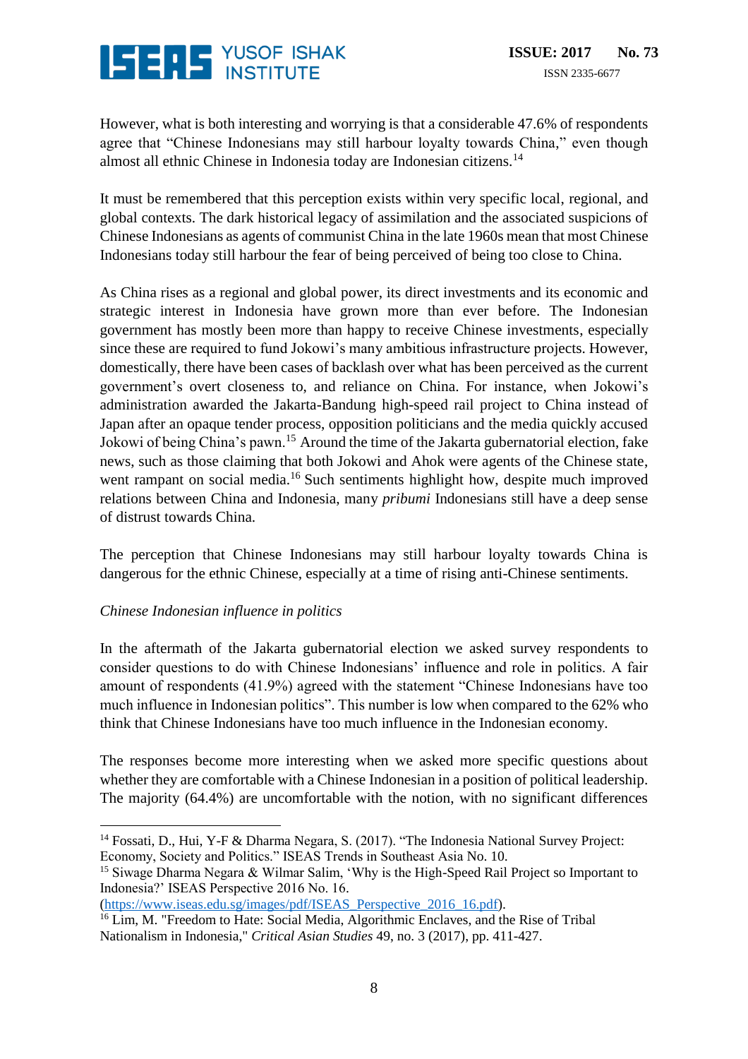However, what is both interesting and worrying is that a considerable 47.6% of respondents agree that "Chinese Indonesians may still harbour loyalty towards China," even though almost all ethnic Chinese in Indonesia today are Indonesian citizens.[14]

It must be remembered that this perception exists within very specific local, regional, and global contexts. The dark historical legacy of assimilation and the associated suspicions of Chinese Indonesians as agents of communist China in the late 1960s mean that most Chinese Indonesians today still harbour the fear of being perceived of being too close to China.

As China rises as a regional and global power, its direct investments and its economic and strategic interest in Indonesia have grown more than ever before. The Indonesian government has mostly been more than happy to receive Chinese investments, especially since these are required to fund Jokowi's many ambitious infrastructure projects. However, domestically, there have been cases of backlash over what has been perceived as the current government's overt closeness to, and reliance on China. For instance, when Jokowi's administration awarded the Jakarta-Bandung high-speed rail project to China instead of Japan after an opaque tender process, opposition politicians and the media quickly accused Jokowi of being China's pawn.[15] Around the time of the Jakarta gubernatorial election, fake news, such as those claiming that both Jokowi and Ahok were agents of the Chinese state, went rampant on social media.[16] Such sentiments highlight how, despite much improved relations between China and Indonesia, many *pribumi* Indonesians still have a deep sense of distrust towards China.

The perception that Chinese Indonesians may still harbour loyalty towards China is dangerous for the ethnic Chinese, especially at a time of rising anti-Chinese sentiments.

*Chinese Indonesian influence in politics*

In the aftermath of the Jakarta gubernatorial election we asked survey respondents to consider questions to do with Chinese Indonesians' influence and role in politics. A fair amount of respondents (41.9%) agreed with the statement "Chinese Indonesians have too much influence in Indonesian politics". This number is low when compared to the 62% who think that Chinese Indonesians have too much influence in the Indonesian economy.

The responses become more interesting when we asked more specific questions about whether they are comfortable with a Chinese Indonesian in a position of political leadership. The majority (64.4%) are uncomfortable with the notion, with no significant differences

---

[14] Fossati, D., Hui, Y-F & Dharma Negara, S. (2017). "The Indonesia National Survey Project: Economy, Society and Politics." ISEAS Trends in Southeast Asia No. 10.

[15] Siwage Dharma Negara & Wilmar Salim, 'Why is the High-Speed Rail Project so Important to Indonesia?' ISEAS Perspective 2016 No. 16. (https://www.iseas.edu.sg/images/pdf/ISEAS_Perspective_2016_16.pdf).

[16] Lim, M. "Freedom to Hate: Social Media, Algorithmic Enclaves, and the Rise of Tribal Nationalism in Indonesia," *Critical Asian Studies* 49, no. 3 (2017), pp. 411-427.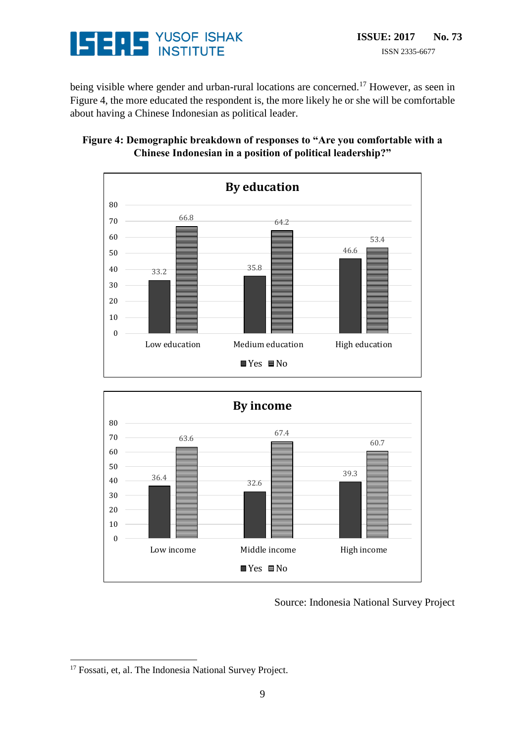being visible where gender and urban-rural locations are concerned.[17] However, as seen in Figure 4, the more educated the respondent is, the more likely he or she will be comfortable about having a Chinese Indonesian as political leader.

**Figure 4: Demographic breakdown of responses to "Are you comfortable with a Chinese Indonesian in a position of political leadership?"**

**By education**

| | Yes | No |
|---|---|---|
| Low education | 33.2 | 66.8 |
| Medium education | 35.8 | 64.2 |
| High education | 46.6 | 53.4 |

**By income**

| | Yes | No |
|---|---|---|
| Low income | 36.4 | 63.6 |
| Middle income | 32.6 | 67.4 |
| High income | 39.3 | 60.7 |

Source: Indonesia National Survey Project

[17] Fossati, et, al. The Indonesia National Survey Project.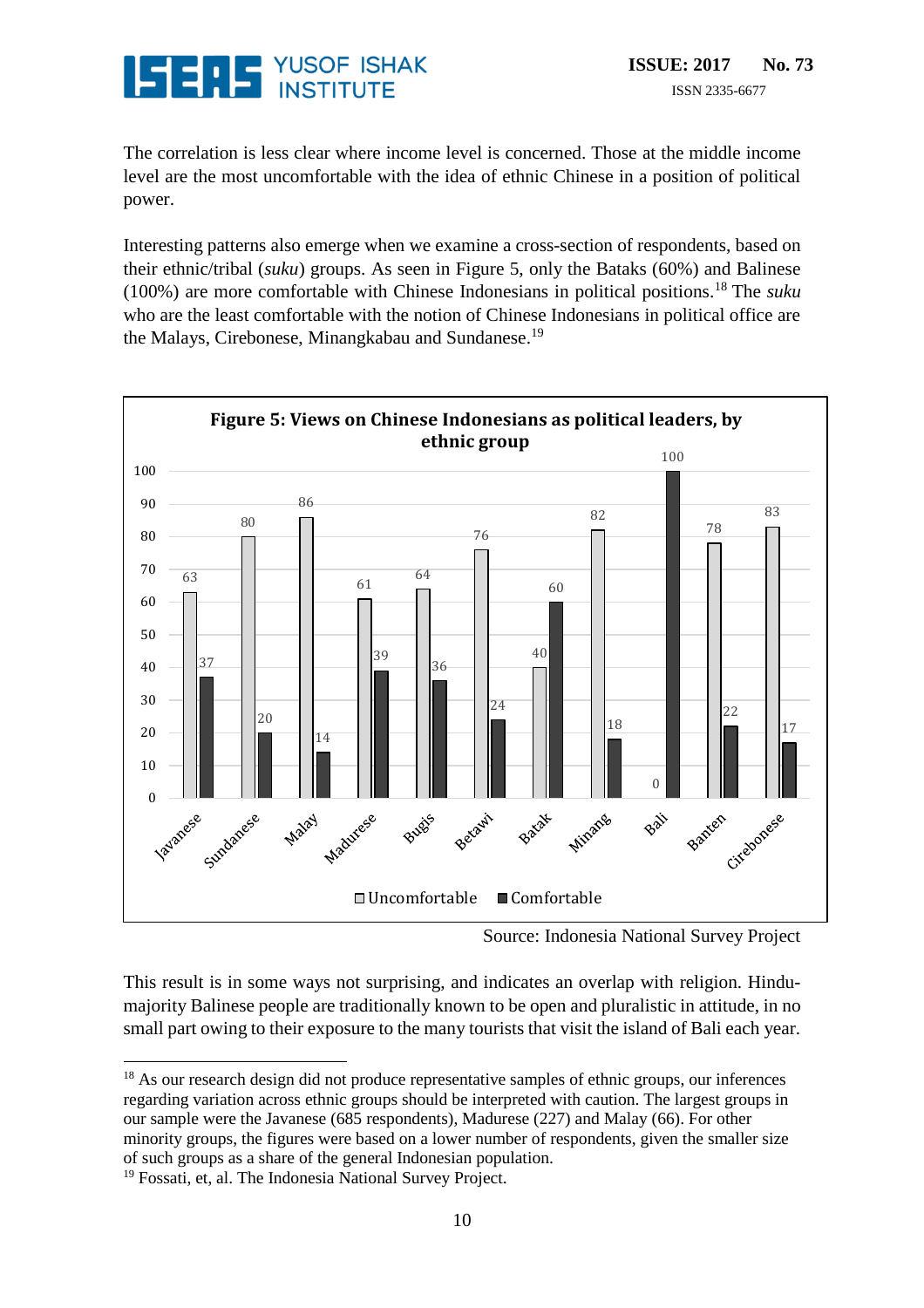The correlation is less clear where income level is concerned. Those at the middle income level are the most uncomfortable with the idea of ethnic Chinese in a position of political power.

Interesting patterns also emerge when we examine a cross-section of respondents, based on their ethnic/tribal (*suku*) groups. As seen in Figure 5, only the Bataks (60%) and Balinese (100%) are more comfortable with Chinese Indonesians in political positions.[18] The *suku* who are the least comfortable with the notion of Chinese Indonesians in political office are the Malays, Cirebonese, Minangkabau and Sundanese.[19]

**Figure 5: Views on Chinese Indonesians as political leaders, by ethnic group**

| Ethnic group | Uncomfortable | Comfortable |
|---|---|---|
| Javanese | 63 | 37 |
| Sundanese | 80 | 20 |
| Malay | 86 | 14 |
| Madurese | 61 | 39 |
| Bugis | 64 | 36 |
| Betawi | 76 | 24 |
| Batak | 40 | 60 |
| Minang | 82 | 18 |
| Bali | 0 | 100 |
| Banten | 78 | 22 |
| Cirebonese | 83 | 17 |

Source: Indonesia National Survey Project

This result is in some ways not surprising, and indicates an overlap with religion. Hindu-majority Balinese people are traditionally known to be open and pluralistic in attitude, in no small part owing to their exposure to the many tourists that visit the island of Bali each year.

---

[18] As our research design did not produce representative samples of ethnic groups, our inferences regarding variation across ethnic groups should be interpreted with caution. The largest groups in our sample were the Javanese (685 respondents), Madurese (227) and Malay (66). For other minority groups, the figures were based on a lower number of respondents, given the smaller size of such groups as a share of the general Indonesian population.

[19] Fossati, et, al. The Indonesia National Survey Project.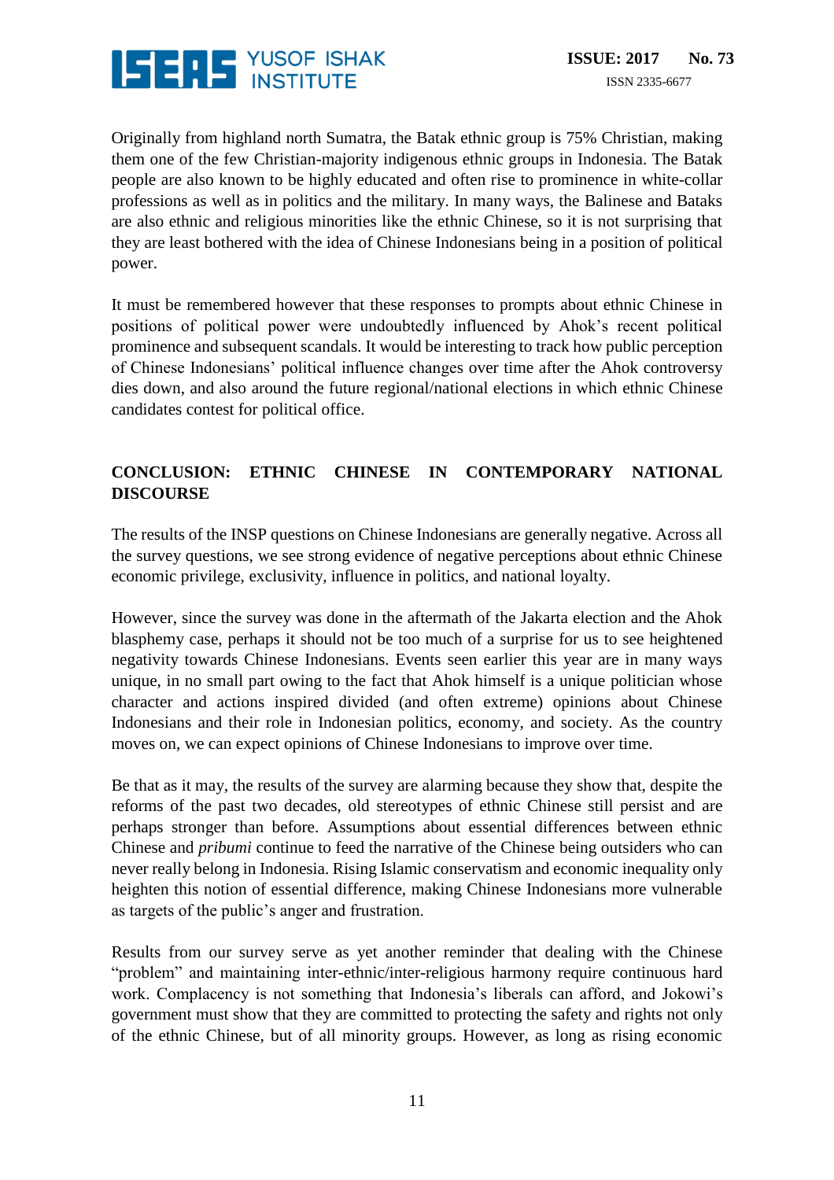Originally from highland north Sumatra, the Batak ethnic group is 75% Christian, making them one of the few Christian-majority indigenous ethnic groups in Indonesia. The Batak people are also known to be highly educated and often rise to prominence in white-collar professions as well as in politics and the military. In many ways, the Balinese and Bataks are also ethnic and religious minorities like the ethnic Chinese, so it is not surprising that they are least bothered with the idea of Chinese Indonesians being in a position of political power.

It must be remembered however that these responses to prompts about ethnic Chinese in positions of political power were undoubtedly influenced by Ahok's recent political prominence and subsequent scandals. It would be interesting to track how public perception of Chinese Indonesians' political influence changes over time after the Ahok controversy dies down, and also around the future regional/national elections in which ethnic Chinese candidates contest for political office.

## CONCLUSION: ETHNIC CHINESE IN CONTEMPORARY NATIONAL DISCOURSE

The results of the INSP questions on Chinese Indonesians are generally negative. Across all the survey questions, we see strong evidence of negative perceptions about ethnic Chinese economic privilege, exclusivity, influence in politics, and national loyalty.

However, since the survey was done in the aftermath of the Jakarta election and the Ahok blasphemy case, perhaps it should not be too much of a surprise for us to see heightened negativity towards Chinese Indonesians. Events seen earlier this year are in many ways unique, in no small part owing to the fact that Ahok himself is a unique politician whose character and actions inspired divided (and often extreme) opinions about Chinese Indonesians and their role in Indonesian politics, economy, and society. As the country moves on, we can expect opinions of Chinese Indonesians to improve over time.

Be that as it may, the results of the survey are alarming because they show that, despite the reforms of the past two decades, old stereotypes of ethnic Chinese still persist and are perhaps stronger than before. Assumptions about essential differences between ethnic Chinese and *pribumi* continue to feed the narrative of the Chinese being outsiders who can never really belong in Indonesia. Rising Islamic conservatism and economic inequality only heighten this notion of essential difference, making Chinese Indonesians more vulnerable as targets of the public's anger and frustration.

Results from our survey serve as yet another reminder that dealing with the Chinese "problem" and maintaining inter-ethnic/inter-religious harmony require continuous hard work. Complacency is not something that Indonesia's liberals can afford, and Jokowi's government must show that they are committed to protecting the safety and rights not only of the ethnic Chinese, but of all minority groups. However, as long as rising economic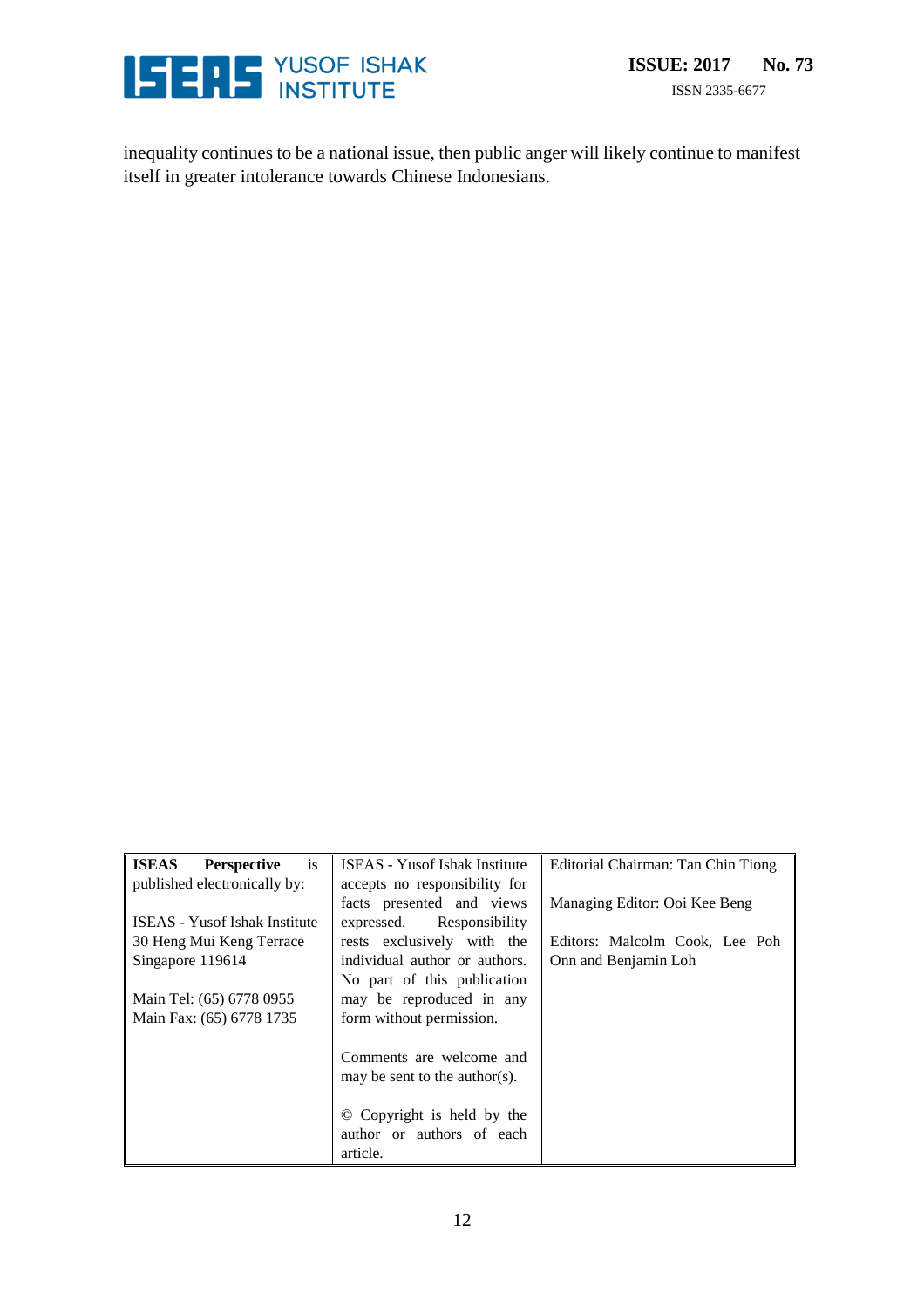inequality continues to be a national issue, then public anger will likely continue to manifest itself in greater intolerance towards Chinese Indonesians.

| | | |
|---|---|---|
| **ISEAS Perspective** is published electronically by:<br><br>ISEAS - Yusof Ishak Institute<br>30 Heng Mui Keng Terrace<br>Singapore 119614<br><br>Main Tel: (65) 6778 0955<br>Main Fax: (65) 6778 1735 | ISEAS - Yusof Ishak Institute accepts no responsibility for facts presented and views expressed. Responsibility rests exclusively with the individual author or authors. No part of this publication may be reproduced in any form without permission.<br><br>Comments are welcome and may be sent to the author(s).<br><br>© Copyright is held by the author or authors of each article. | Editorial Chairman: Tan Chin Tiong<br><br>Managing Editor: Ooi Kee Beng<br><br>Editors: Malcolm Cook, Lee Poh Onn and Benjamin Loh |